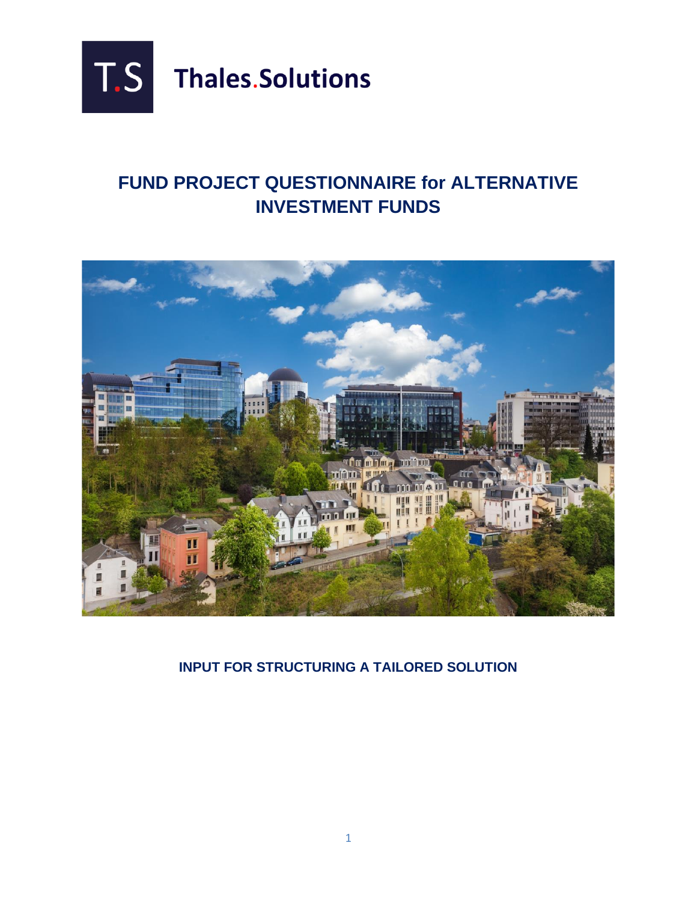T.S Thales.Solutions

# FUND PROJECT QUESTIONNAIRE for ALTERNATIVE INVESTMENT FUNDS

**INPUT FOR STRUCTURING A TAILORED SOLUTION**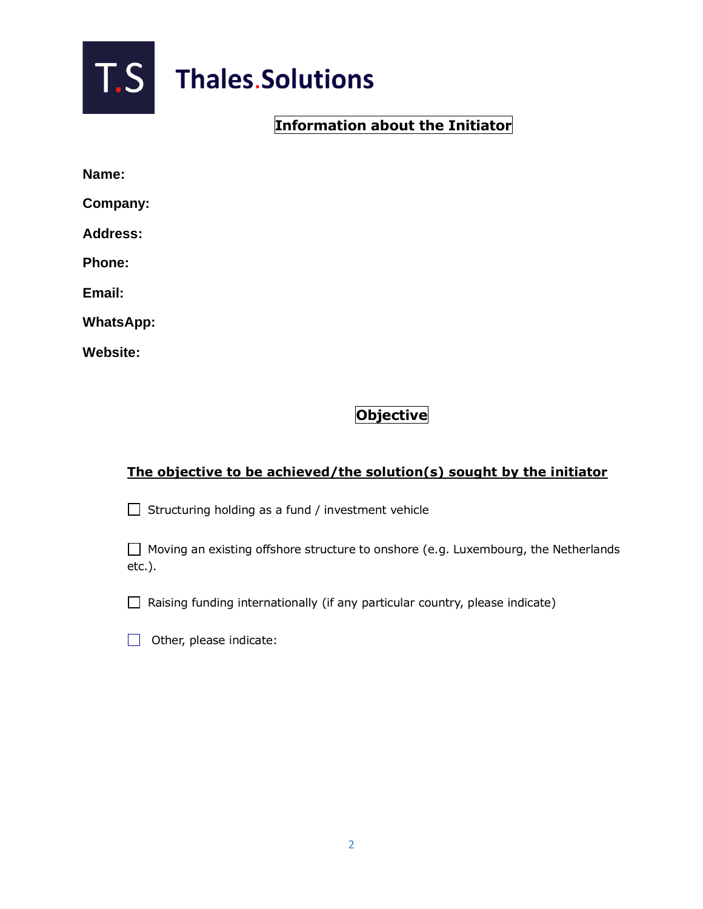**Thales.Solutions**

## Information about the Initiator

**Name:**

**Company:**

**Address:**

**Phone:**

**Email:**

**WhatsApp:**

**Website:**

## Objective

**The objective to be achieved/the solution(s) sought by the initiator**

☐ Structuring holding as a fund / investment vehicle

☐ Moving an existing offshore structure to onshore (e.g. Luxembourg, the Netherlands etc.).

☐ Raising funding internationally (if any particular country, please indicate)

☐ Other, please indicate: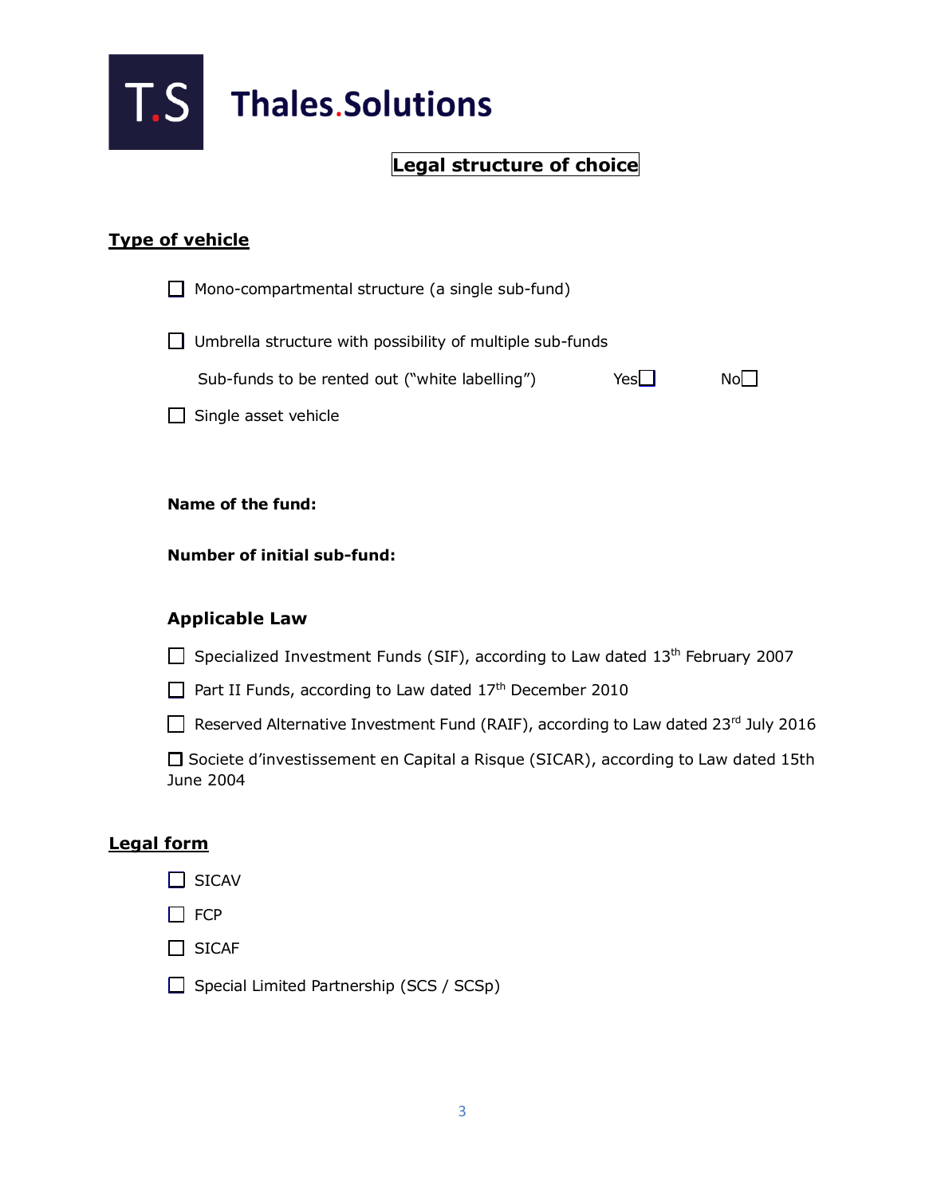**Thales.Solutions**

## Legal structure of choice

### Type of vehicle

- ☐ Mono-compartmental structure (a single sub-fund)
- ☐ Umbrella structure with possibility of multiple sub-funds

  Sub-funds to be rented out ("white labelling") Yes☐ No☐

- ☐ Single asset vehicle

**Name of the fund:**

**Number of initial sub-fund:**

### Applicable Law

- ☐ Specialized Investment Funds (SIF), according to Law dated 13th February 2007
- ☐ Part II Funds, according to Law dated 17th December 2010
- ☐ Reserved Alternative Investment Fund (RAIF), according to Law dated 23rd July 2016
- ☐ Societe d'investissement en Capital a Risque (SICAR), according to Law dated 15th June 2004

### Legal form

- ☐ SICAV
- ☐ FCP
- ☐ SICAF
- ☐ Special Limited Partnership (SCS / SCSp)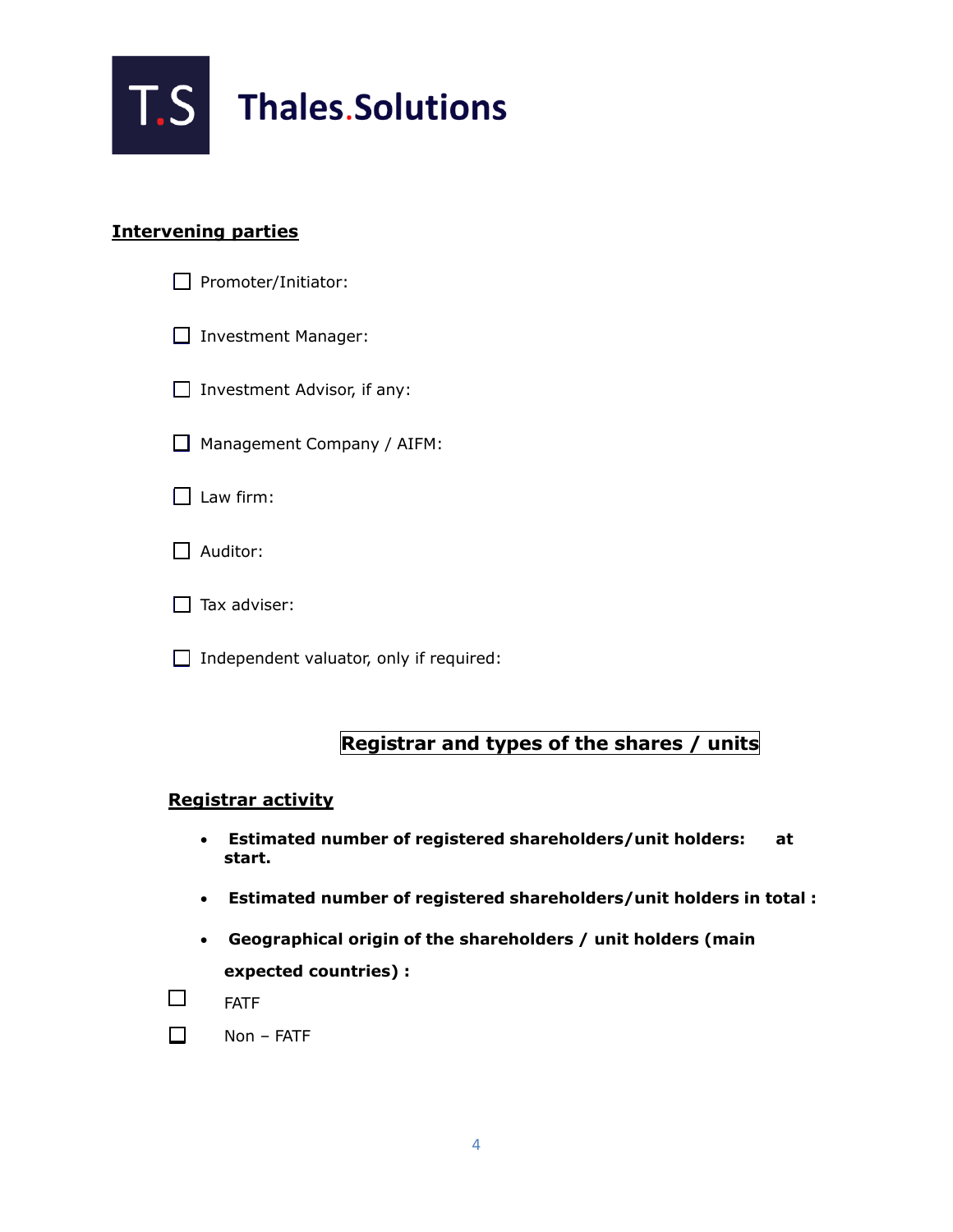## Intervening parties

- ☐ Promoter/Initiator:
- ☐ Investment Manager:
- ☐ Investment Advisor, if any:
- ☐ Management Company / AIFM:
- ☐ Law firm:
- ☐ Auditor:
- ☐ Tax adviser:
- ☐ Independent valuator, only if required:

## Registrar and types of the shares / units

### Registrar activity

- **Estimated number of registered shareholders/unit holders: at start.**
- **Estimated number of registered shareholders/unit holders in total :**
- **Geographical origin of the shareholders / unit holders (main expected countries) :**

☐ FATF

☐ Non – FATF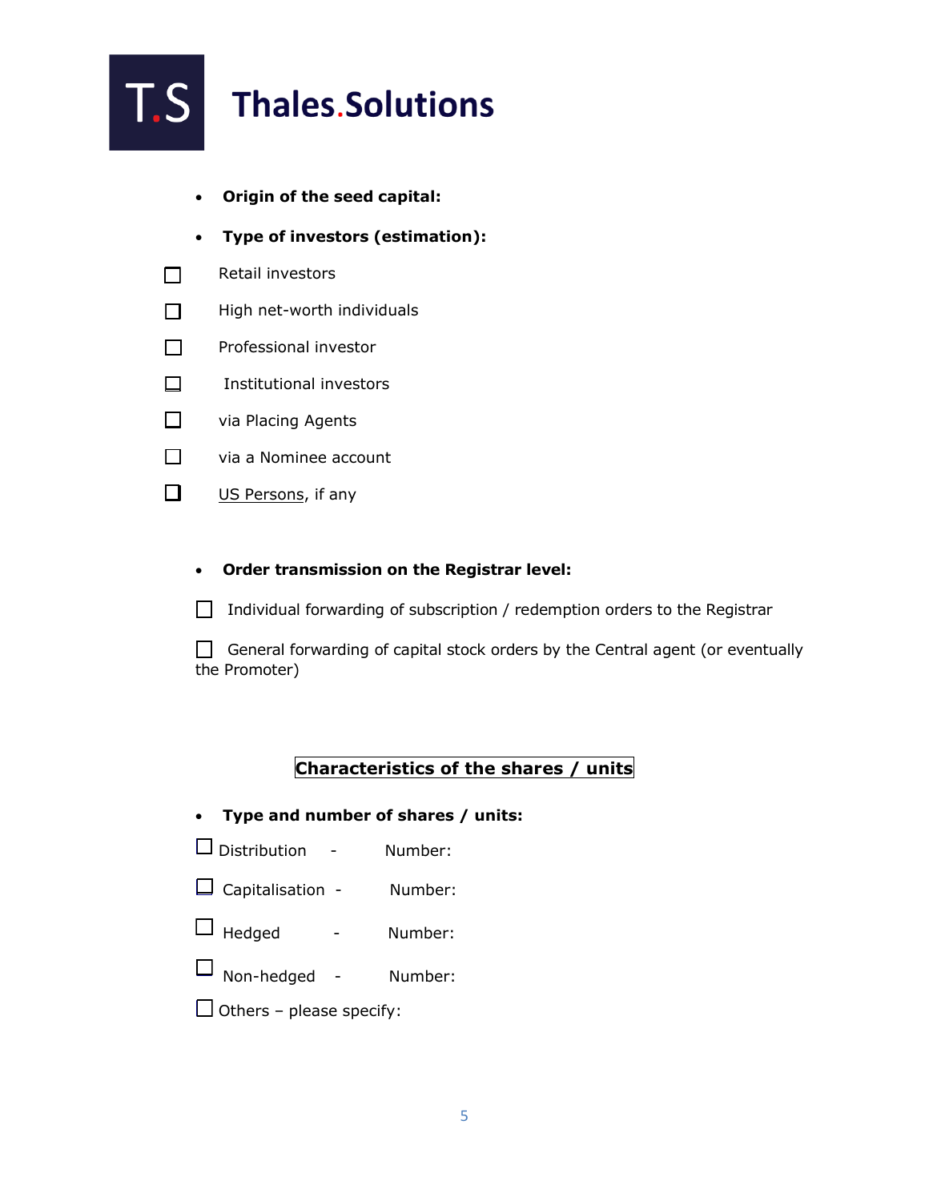- **Origin of the seed capital:**

- **Type of investors (estimation):**

- [ ] Retail investors
- [ ] High net-worth individuals
- [ ] Professional investor
- [ ] Institutional investors
- [ ] via Placing Agents
- [ ] via a Nominee account
- [ ] US Persons, if any

- **Order transmission on the Registrar level:**

- [ ] Individual forwarding of subscription / redemption orders to the Registrar
- [ ] General forwarding of capital stock orders by the Central agent (or eventually the Promoter)

## Characteristics of the shares / units

- **Type and number of shares / units:**

- [ ] Distribution - Number:
- [ ] Capitalisation - Number:
- [ ] Hedged - Number:
- [ ] Non-hedged - Number:
- [ ] Others – please specify: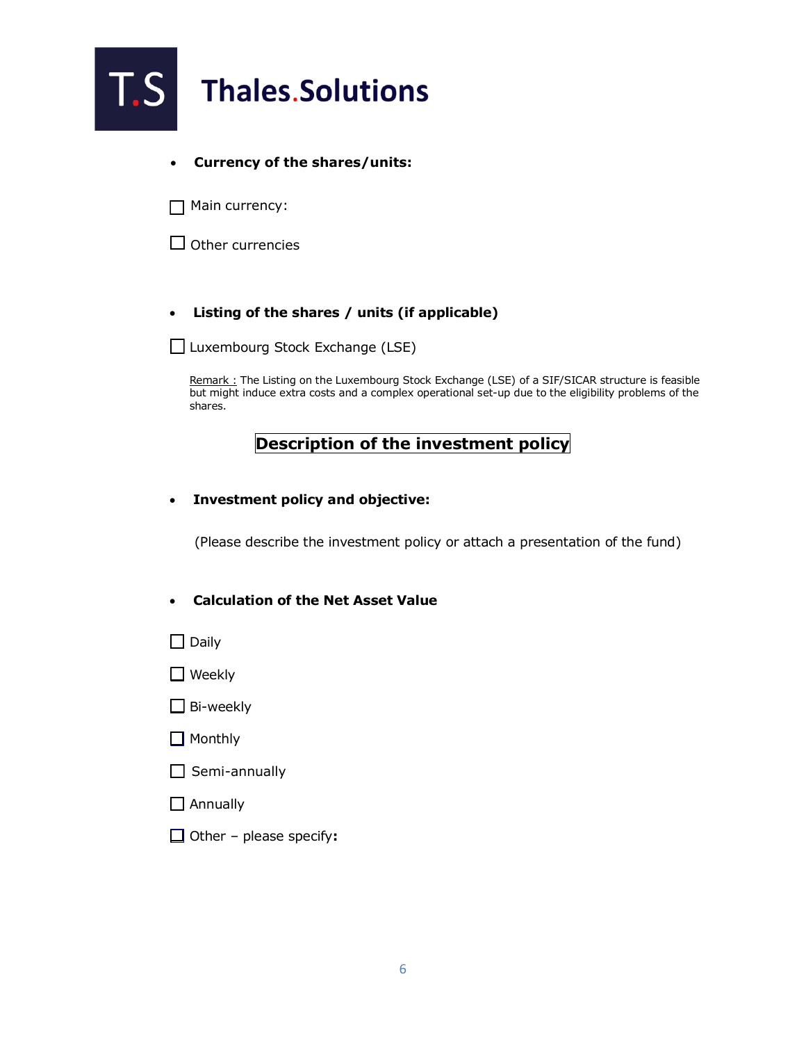- **Currency of the shares/units:**

☐ Main currency:

☐ Other currencies

- **Listing of the shares / units (if applicable)**

☐ Luxembourg Stock Exchange (LSE)

Remark : The Listing on the Luxembourg Stock Exchange (LSE) of a SIF/SICAR structure is feasible but might induce extra costs and a complex operational set-up due to the eligibility problems of the shares.

## Description of the investment policy

- **Investment policy and objective:**

(Please describe the investment policy or attach a presentation of the fund)

- **Calculation of the Net Asset Value**

☐ Daily

☐ Weekly

☐ Bi-weekly

☐ Monthly

☐ Semi-annually

☐ Annually

☐ Other – please specify**:**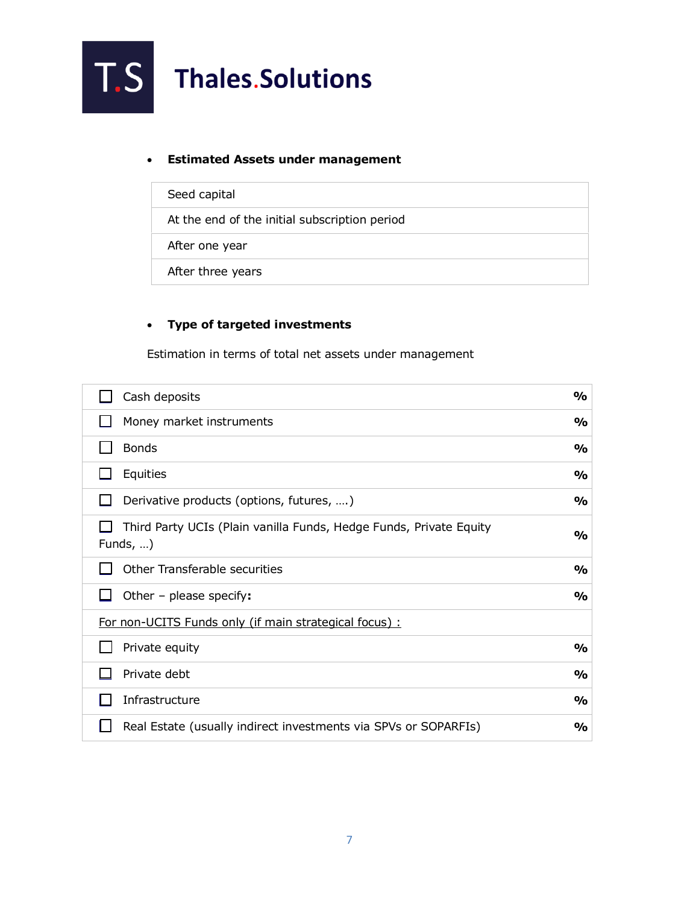- **Estimated Assets under management**

| Seed capital |
|---|
| At the end of the initial subscription period |
| After one year |
| After three years |

- **Type of targeted investments**

Estimation in terms of total net assets under management

| | |
|---|---|
| ☐ Cash deposits | % |
| ☐ Money market instruments | % |
| ☐ Bonds | % |
| ☐ Equities | % |
| ☐ Derivative products (options, futures, ….) | % |
| ☐ Third Party UCIs (Plain vanilla Funds, Hedge Funds, Private Equity Funds, …) | % |
| ☐ Other Transferable securities | % |
| ☐ Other – please specify**:** | % |
| For non-UCITS Funds only (if main strategical focus) : | |
| ☐ Private equity | % |
| ☐ Private debt | % |
| ☐ Infrastructure | % |
| ☐ Real Estate (usually indirect investments via SPVs or SOPARFIs) | % |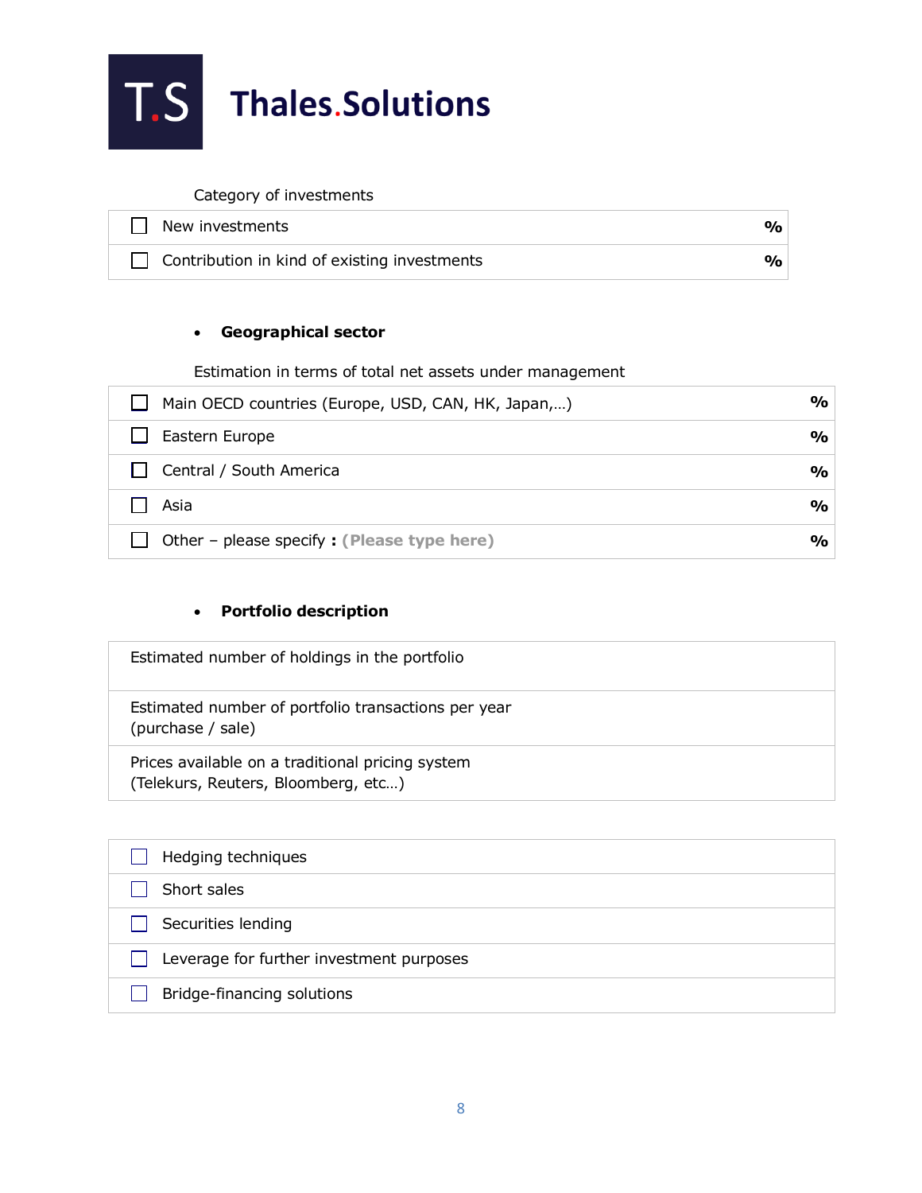Category of investments

| | | |
|---|---|---|
| ☐ | New investments | % |
| ☐ | Contribution in kind of existing investments | % |

- **Geographical sector**

Estimation in terms of total net assets under management

| | | |
|---|---|---|
| ☐ | Main OECD countries (Europe, USD, CAN, HK, Japan,…) | % |
| ☐ | Eastern Europe | % |
| ☐ | Central / South America | % |
| ☐ | Asia | % |
| ☐ | Other – please specify **: (Please type here)** | % |

- **Portfolio description**

| |
|---|
| Estimated number of holdings in the portfolio |
| Estimated number of portfolio transactions per year (purchase / sale) |
| Prices available on a traditional pricing system (Telekurs, Reuters, Bloomberg, etc…) |

| | |
|---|---|
| ☐ | Hedging techniques |
| ☐ | Short sales |
| ☐ | Securities lending |
| ☐ | Leverage for further investment purposes |
| ☐ | Bridge-financing solutions |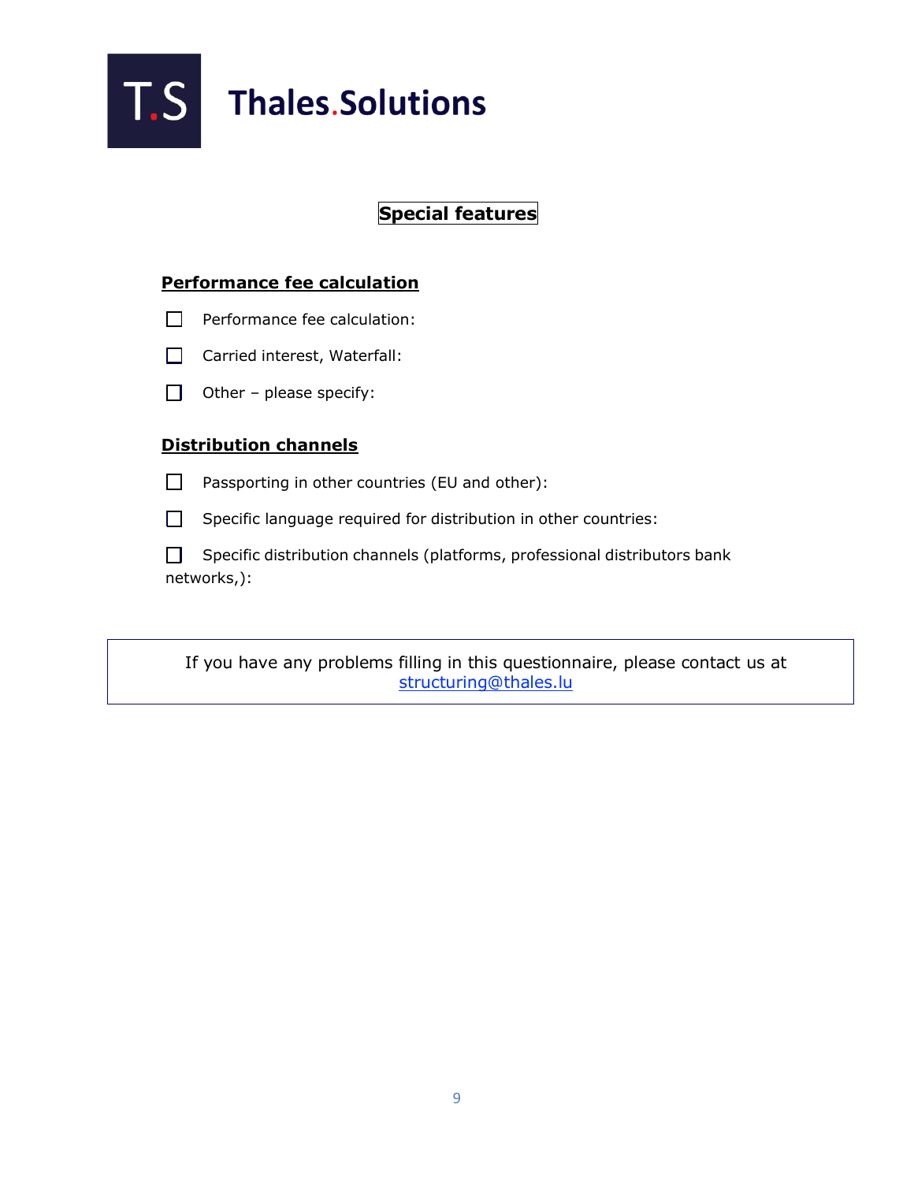Thales.Solutions

## Special features

### Performance fee calculation

- [ ] Performance fee calculation:
- [ ] Carried interest, Waterfall:
- [ ] Other – please specify:

### Distribution channels

- [ ] Passporting in other countries (EU and other):
- [ ] Specific language required for distribution in other countries:
- [ ] Specific distribution channels (platforms, professional distributors bank networks,):

If you have any problems filling in this questionnaire, please contact us at structuring@thales.lu